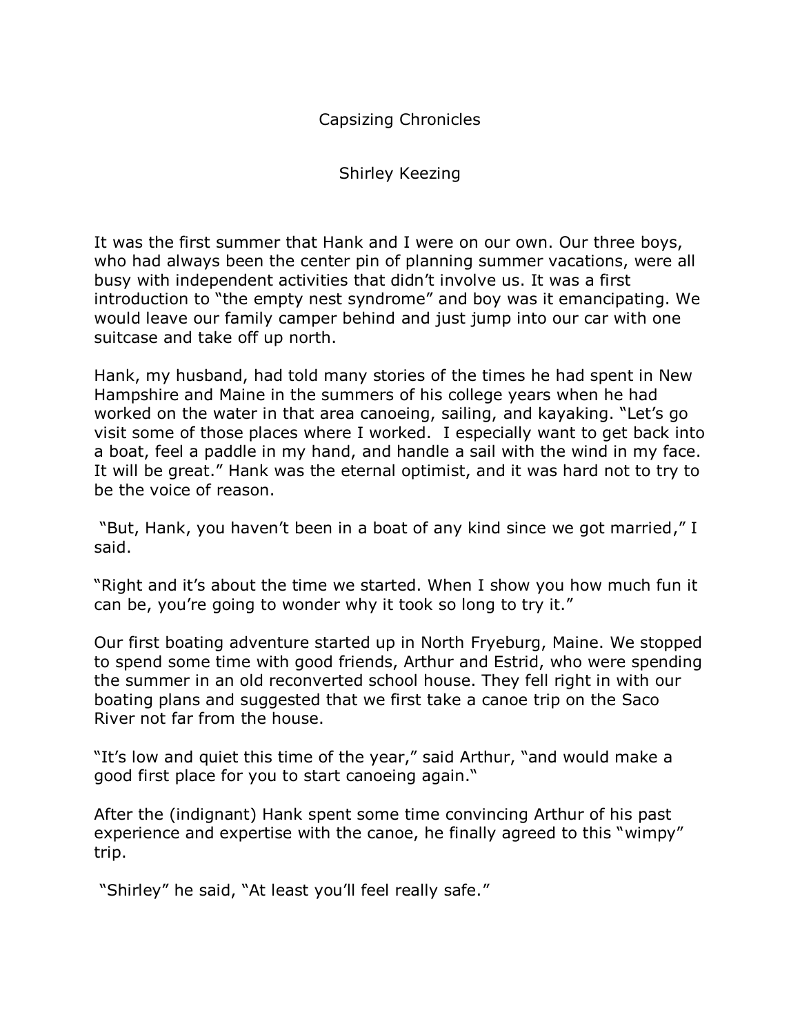# Capsizing Chronicles

Shirley Keezing

It was the first summer that Hank and I were on our own. Our three boys, who had always been the center pin of planning summer vacations, were all busy with independent activities that didn't involve us. It was a first introduction to "the empty nest syndrome" and boy was it emancipating. We would leave our family camper behind and just jump into our car with one suitcase and take off up north.

Hank, my husband, had told many stories of the times he had spent in New Hampshire and Maine in the summers of his college years when he had worked on the water in that area canoeing, sailing, and kayaking. "Let's go visit some of those places where I worked. I especially want to get back into a boat, feel a paddle in my hand, and handle a sail with the wind in my face. It will be great." Hank was the eternal optimist, and it was hard not to try to be the voice of reason.

"But, Hank, you haven't been in a boat of any kind since we got married," I said.

"Right and it's about the time we started. When I show you how much fun it can be, you're going to wonder why it took so long to try it."

Our first boating adventure started up in North Fryeburg, Maine. We stopped to spend some time with good friends, Arthur and Estrid, who were spending the summer in an old reconverted school house. They fell right in with our boating plans and suggested that we first take a canoe trip on the Saco River not far from the house.

"It's low and quiet this time of the year," said Arthur, "and would make a good first place for you to start canoeing again."

After the (indignant) Hank spent some time convincing Arthur of his past experience and expertise with the canoe, he finally agreed to this "wimpy" trip.

"Shirley" he said, "At least you'll feel really safe."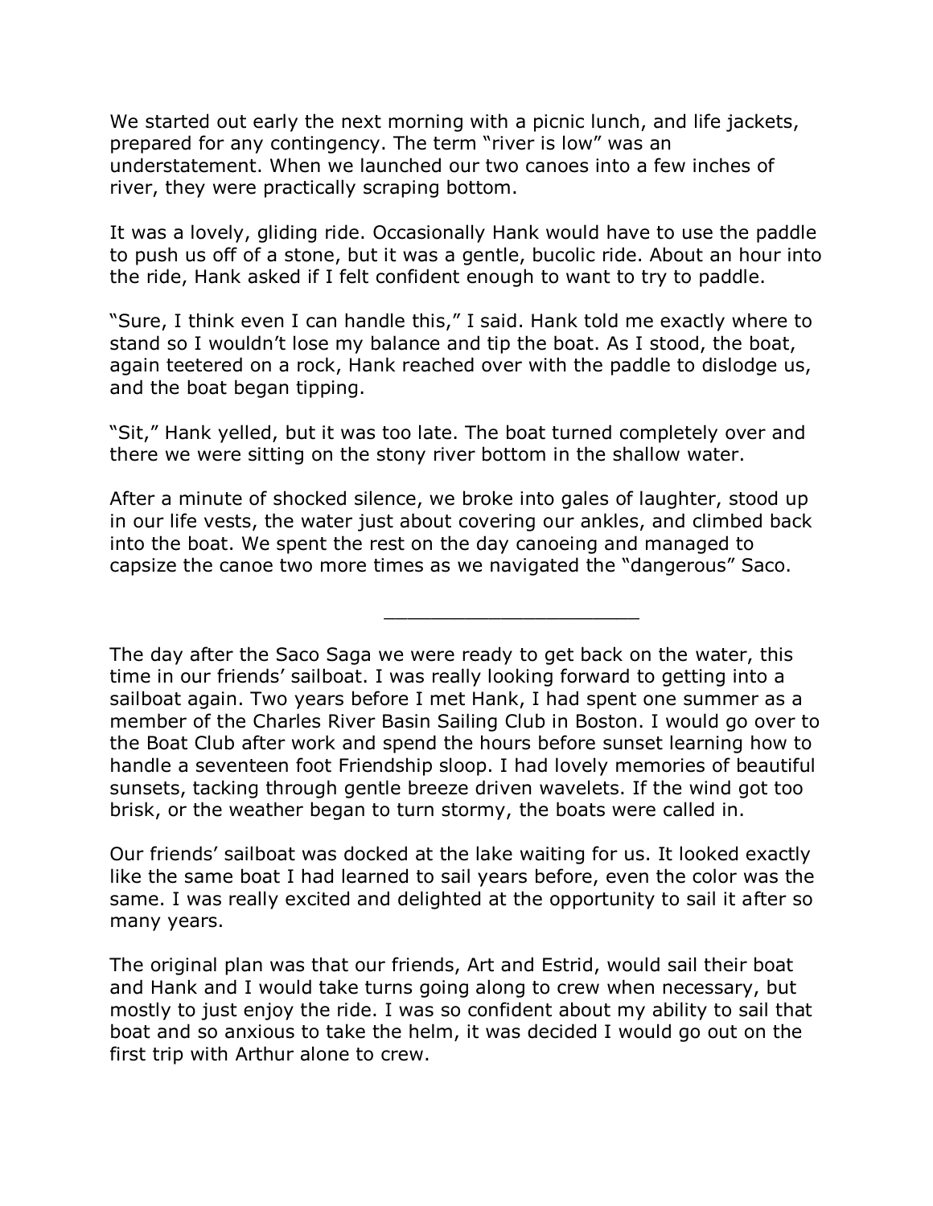We started out early the next morning with a picnic lunch, and life jackets, prepared for any contingency. The term "river is low" was an understatement. When we launched our two canoes into a few inches of river, they were practically scraping bottom.

It was a lovely, gliding ride. Occasionally Hank would have to use the paddle to push us off of a stone, but it was a gentle, bucolic ride. About an hour into the ride, Hank asked if I felt confident enough to want to try to paddle.

"Sure, I think even I can handle this," I said. Hank told me exactly where to stand so I wouldn't lose my balance and tip the boat. As I stood, the boat, again teetered on a rock, Hank reached over with the paddle to dislodge us, and the boat began tipping.

"Sit," Hank yelled, but it was too late. The boat turned completely over and there we were sitting on the stony river bottom in the shallow water.

After a minute of shocked silence, we broke into gales of laughter, stood up in our life vests, the water just about covering our ankles, and climbed back into the boat. We spent the rest on the day canoeing and managed to capsize the canoe two more times as we navigated the "dangerous" Saco.

---

The day after the Saco Saga we were ready to get back on the water, this time in our friends' sailboat. I was really looking forward to getting into a sailboat again. Two years before I met Hank, I had spent one summer as a member of the Charles River Basin Sailing Club in Boston. I would go over to the Boat Club after work and spend the hours before sunset learning how to handle a seventeen foot Friendship sloop. I had lovely memories of beautiful sunsets, tacking through gentle breeze driven wavelets. If the wind got too brisk, or the weather began to turn stormy, the boats were called in.

Our friends' sailboat was docked at the lake waiting for us. It looked exactly like the same boat I had learned to sail years before, even the color was the same. I was really excited and delighted at the opportunity to sail it after so many years.

The original plan was that our friends, Art and Estrid, would sail their boat and Hank and I would take turns going along to crew when necessary, but mostly to just enjoy the ride. I was so confident about my ability to sail that boat and so anxious to take the helm, it was decided I would go out on the first trip with Arthur alone to crew.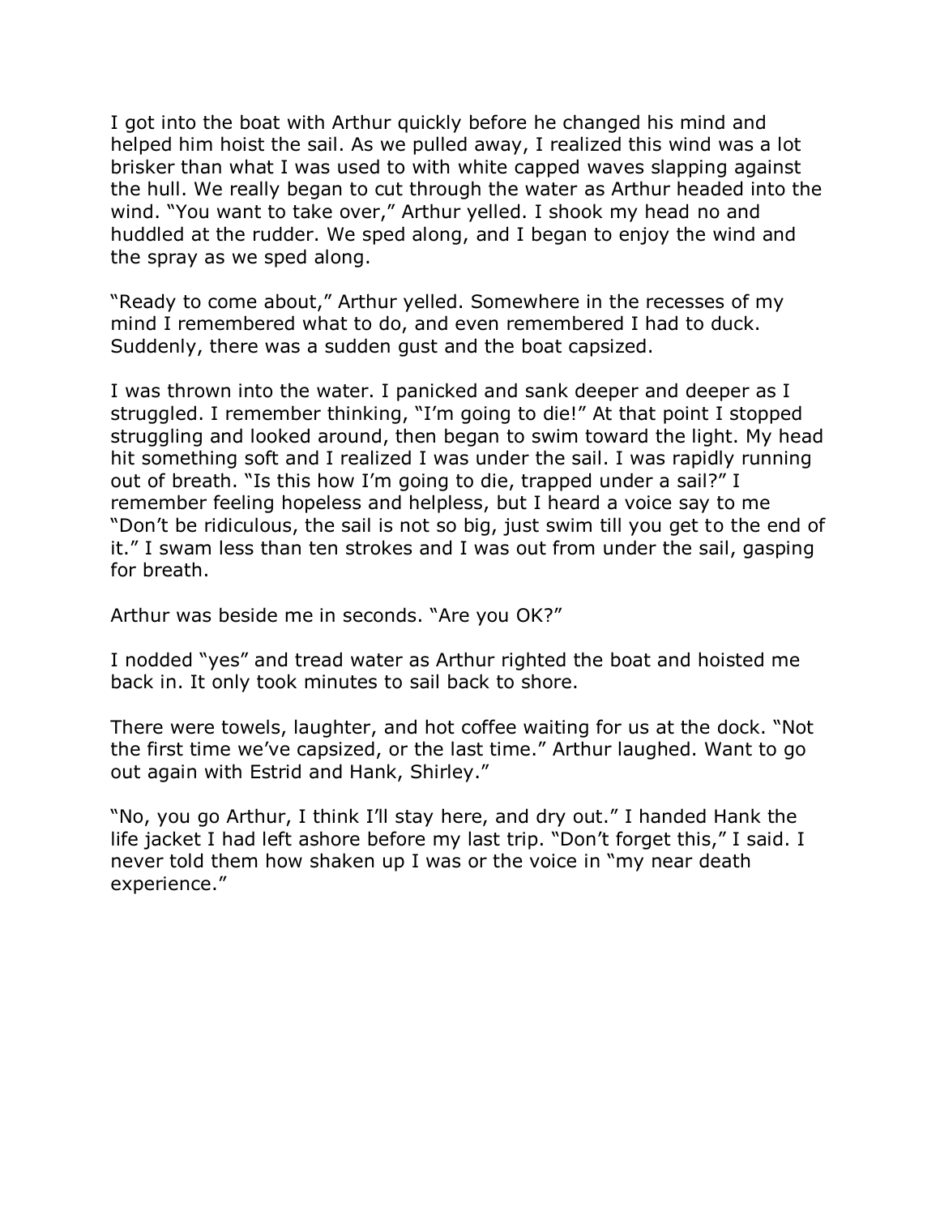I got into the boat with Arthur quickly before he changed his mind and helped him hoist the sail. As we pulled away, I realized this wind was a lot brisker than what I was used to with white capped waves slapping against the hull. We really began to cut through the water as Arthur headed into the wind. "You want to take over," Arthur yelled. I shook my head no and huddled at the rudder. We sped along, and I began to enjoy the wind and the spray as we sped along.

"Ready to come about," Arthur yelled. Somewhere in the recesses of my mind I remembered what to do, and even remembered I had to duck. Suddenly, there was a sudden gust and the boat capsized.

I was thrown into the water. I panicked and sank deeper and deeper as I struggled. I remember thinking, "I'm going to die!" At that point I stopped struggling and looked around, then began to swim toward the light. My head hit something soft and I realized I was under the sail. I was rapidly running out of breath. "Is this how I'm going to die, trapped under a sail?" I remember feeling hopeless and helpless, but I heard a voice say to me "Don't be ridiculous, the sail is not so big, just swim till you get to the end of it." I swam less than ten strokes and I was out from under the sail, gasping for breath.

Arthur was beside me in seconds. "Are you OK?"

I nodded "yes" and tread water as Arthur righted the boat and hoisted me back in. It only took minutes to sail back to shore.

There were towels, laughter, and hot coffee waiting for us at the dock. "Not the first time we've capsized, or the last time." Arthur laughed. Want to go out again with Estrid and Hank, Shirley."

"No, you go Arthur, I think I'll stay here, and dry out." I handed Hank the life jacket I had left ashore before my last trip. "Don't forget this," I said. I never told them how shaken up I was or the voice in "my near death experience."